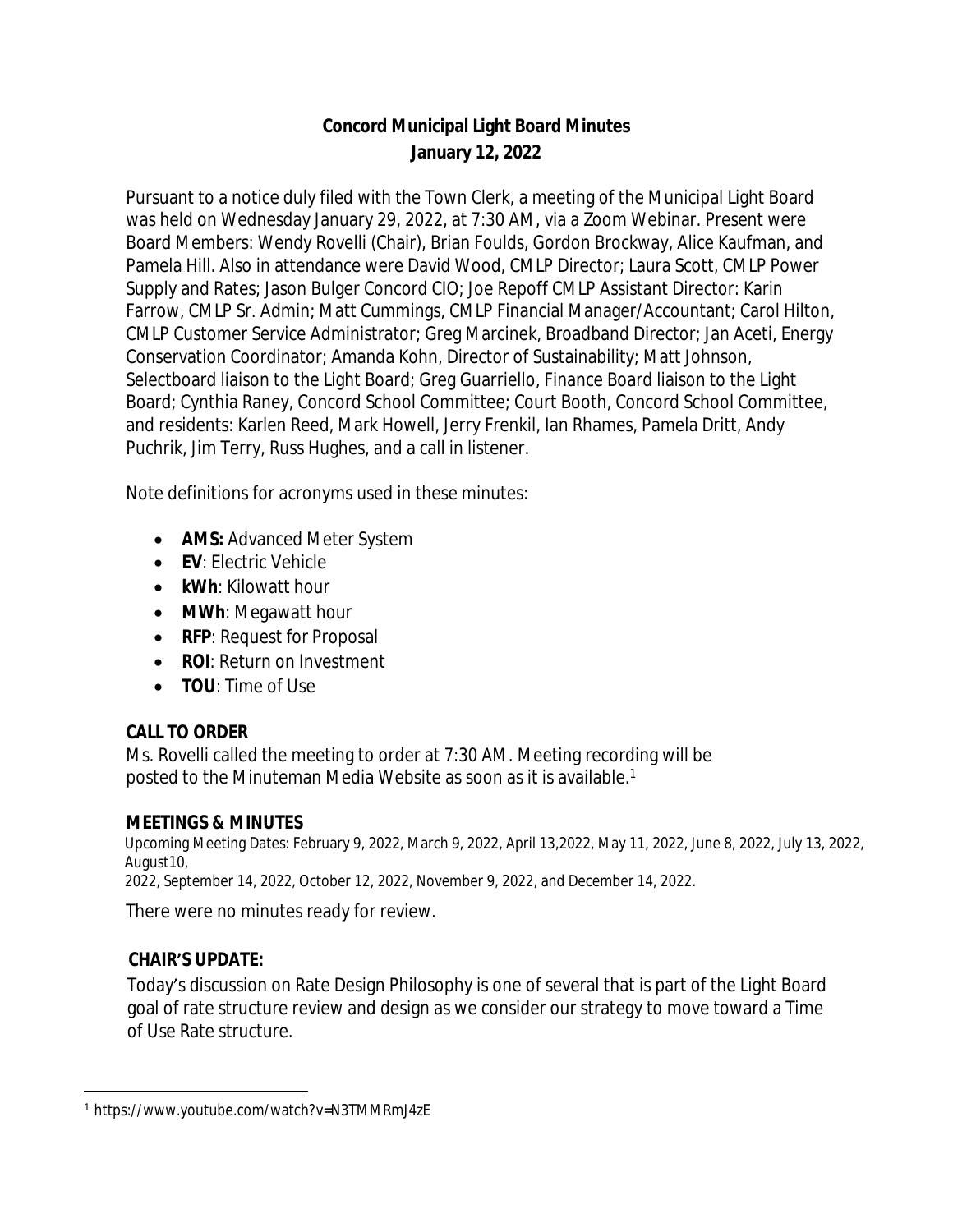# Concord Municipal Light Board Minutes
## January 12, 2022

Pursuant to a notice duly filed with the Town Clerk, a meeting of the Municipal Light Board was held on Wednesday January 29, 2022, at 7:30 AM, via a Zoom Webinar. Present were Board Members: Wendy Rovelli (Chair), Brian Foulds, Gordon Brockway, Alice Kaufman, and Pamela Hill. Also in attendance were David Wood, CMLP Director; Laura Scott, CMLP Power Supply and Rates; Jason Bulger Concord CIO; Joe Repoff CMLP Assistant Director: Karin Farrow, CMLP Sr. Admin; Matt Cummings, CMLP Financial Manager/Accountant; Carol Hilton, CMLP Customer Service Administrator; Greg Marcinek, Broadband Director; Jan Aceti, Energy Conservation Coordinator; Amanda Kohn, Director of Sustainability; Matt Johnson, Selectboard liaison to the Light Board; Greg Guarriello, Finance Board liaison to the Light Board; Cynthia Raney, Concord School Committee; Court Booth, Concord School Committee, and residents: Karlen Reed, Mark Howell, Jerry Frenkil, Ian Rhames, Pamela Dritt, Andy Puchrik, Jim Terry, Russ Hughes, and a call in listener.

Note definitions for acronyms used in these minutes:

- **AMS:** Advanced Meter System
- **EV**: Electric Vehicle
- **kWh**: Kilowatt hour
- **MWh**: Megawatt hour
- **RFP**: Request for Proposal
- **ROI**: Return on Investment
- **TOU**: Time of Use

### CALL TO ORDER

Ms. Rovelli called the meeting to order at 7:30 AM. Meeting recording will be posted to the Minuteman Media Website as soon as it is available.[1]

### MEETINGS & MINUTES

Upcoming Meeting Dates: February 9, 2022, March 9, 2022, April 13,2022, May 11, 2022, June 8, 2022, July 13, 2022, August10, 2022, September 14, 2022, October 12, 2022, November 9, 2022, and December 14, 2022.

There were no minutes ready for review.

### CHAIR'S UPDATE:

Today's discussion on Rate Design Philosophy is one of several that is part of the Light Board goal of rate structure review and design as we consider our strategy to move toward a Time of Use Rate structure.

[1] https://www.youtube.com/watch?v=N3TMMRmJ4zE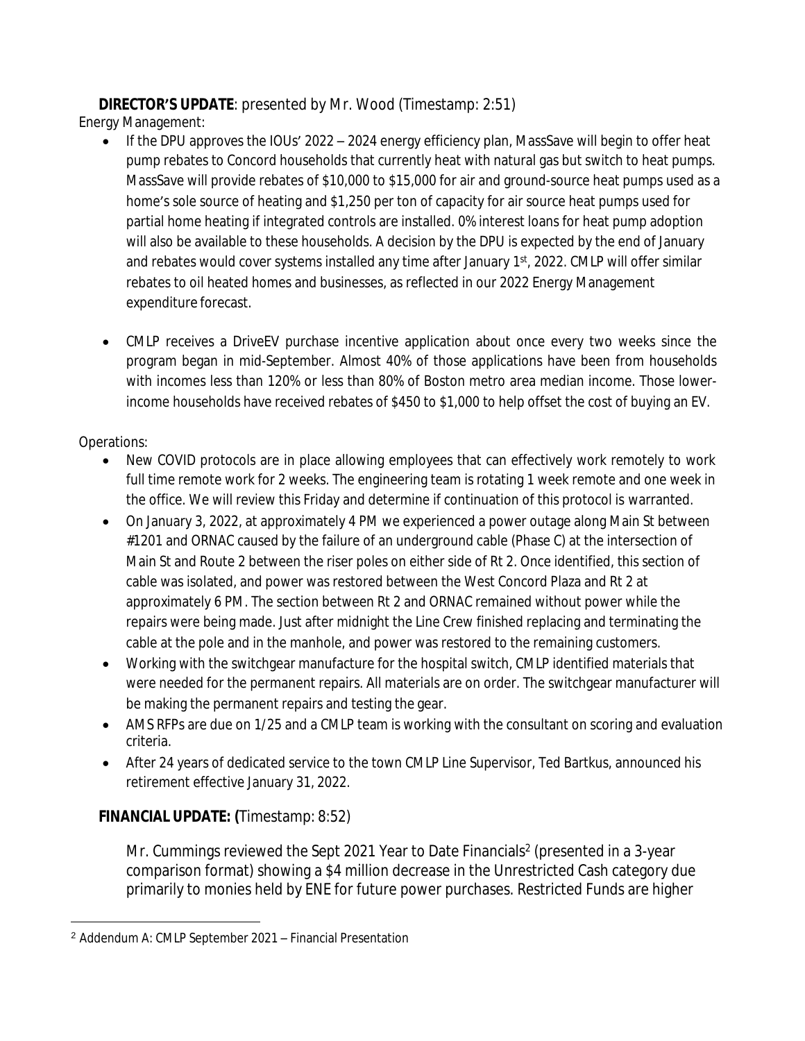**DIRECTOR'S UPDATE**: presented by Mr. Wood (Timestamp: 2:51)

Energy Management:

- If the DPU approves the IOUs' 2022 – 2024 energy efficiency plan, MassSave will begin to offer heat pump rebates to Concord households that currently heat with natural gas but switch to heat pumps. MassSave will provide rebates of $10,000 to $15,000 for air and ground-source heat pumps used as a home's sole source of heating and $1,250 per ton of capacity for air source heat pumps used for partial home heating if integrated controls are installed. 0% interest loans for heat pump adoption will also be available to these households. A decision by the DPU is expected by the end of January and rebates would cover systems installed any time after January 1st, 2022. CMLP will offer similar rebates to oil heated homes and businesses, as reflected in our 2022 Energy Management expenditure forecast.

- CMLP receives a DriveEV purchase incentive application about once every two weeks since the program began in mid-September. Almost 40% of those applications have been from households with incomes less than 120% or less than 80% of Boston metro area median income. Those lower-income households have received rebates of $450 to $1,000 to help offset the cost of buying an EV.

Operations:

- New COVID protocols are in place allowing employees that can effectively work remotely to work full time remote work for 2 weeks. The engineering team is rotating 1 week remote and one week in the office. We will review this Friday and determine if continuation of this protocol is warranted.
- On January 3, 2022, at approximately 4 PM we experienced a power outage along Main St between #1201 and ORNAC caused by the failure of an underground cable (Phase C) at the intersection of Main St and Route 2 between the riser poles on either side of Rt 2. Once identified, this section of cable was isolated, and power was restored between the West Concord Plaza and Rt 2 at approximately 6 PM. The section between Rt 2 and ORNAC remained without power while the repairs were being made. Just after midnight the Line Crew finished replacing and terminating the cable at the pole and in the manhole, and power was restored to the remaining customers.
- Working with the switchgear manufacture for the hospital switch, CMLP identified materials that were needed for the permanent repairs. All materials are on order. The switchgear manufacturer will be making the permanent repairs and testing the gear.
- AMS RFPs are due on 1/25 and a CMLP team is working with the consultant on scoring and evaluation criteria.
- After 24 years of dedicated service to the town CMLP Line Supervisor, Ted Bartkus, announced his retirement effective January 31, 2022.

**FINANCIAL UPDATE: (**Timestamp: 8:52)

Mr. Cummings reviewed the Sept 2021 Year to Date Financials[2] (presented in a 3-year comparison format) showing a $4 million decrease in the Unrestricted Cash category due primarily to monies held by ENE for future power purchases. Restricted Funds are higher

[2] Addendum A: CMLP September 2021 – Financial Presentation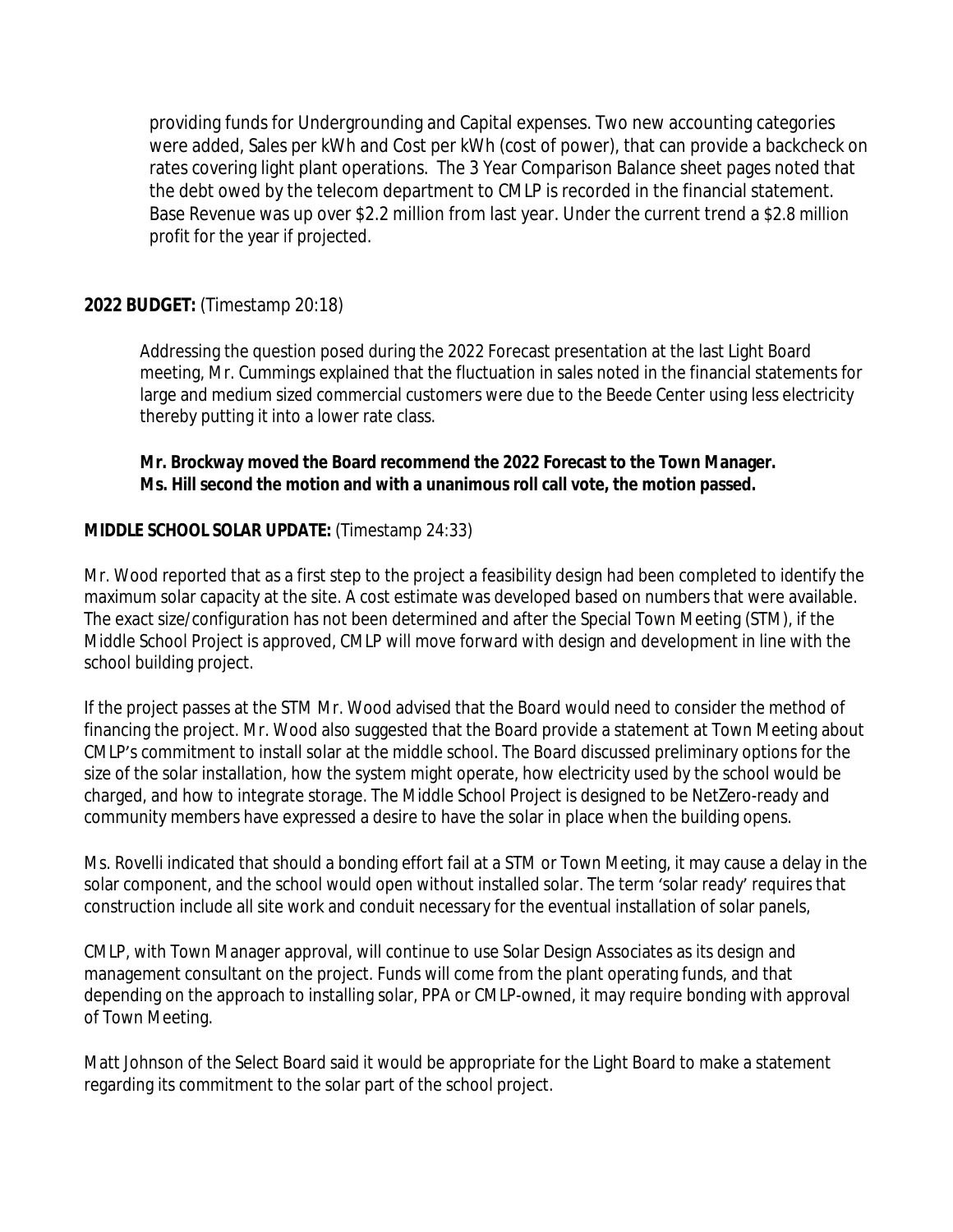providing funds for Undergrounding and Capital expenses. Two new accounting categories were added, Sales per kWh and Cost per kWh (cost of power), that can provide a backcheck on rates covering light plant operations. The 3 Year Comparison Balance sheet pages noted that the debt owed by the telecom department to CMLP is recorded in the financial statement. Base Revenue was up over $2.2 million from last year. Under the current trend a $2.8 million profit for the year if projected.

**2022 BUDGET:** (Timestamp 20:18)

Addressing the question posed during the 2022 Forecast presentation at the last Light Board meeting, Mr. Cummings explained that the fluctuation in sales noted in the financial statements for large and medium sized commercial customers were due to the Beede Center using less electricity thereby putting it into a lower rate class.

**Mr. Brockway moved the Board recommend the 2022 Forecast to the Town Manager. Ms. Hill second the motion and with a unanimous roll call vote, the motion passed.**

**MIDDLE SCHOOL SOLAR UPDATE:** (Timestamp 24:33)

Mr. Wood reported that as a first step to the project a feasibility design had been completed to identify the maximum solar capacity at the site. A cost estimate was developed based on numbers that were available. The exact size/configuration has not been determined and after the Special Town Meeting (STM), if the Middle School Project is approved, CMLP will move forward with design and development in line with the school building project.

If the project passes at the STM Mr. Wood advised that the Board would need to consider the method of financing the project. Mr. Wood also suggested that the Board provide a statement at Town Meeting about CMLP's commitment to install solar at the middle school. The Board discussed preliminary options for the size of the solar installation, how the system might operate, how electricity used by the school would be charged, and how to integrate storage. The Middle School Project is designed to be NetZero-ready and community members have expressed a desire to have the solar in place when the building opens.

Ms. Rovelli indicated that should a bonding effort fail at a STM or Town Meeting, it may cause a delay in the solar component, and the school would open without installed solar. The term 'solar ready' requires that construction include all site work and conduit necessary for the eventual installation of solar panels,

CMLP, with Town Manager approval, will continue to use Solar Design Associates as its design and management consultant on the project. Funds will come from the plant operating funds, and that depending on the approach to installing solar, PPA or CMLP-owned, it may require bonding with approval of Town Meeting.

Matt Johnson of the Select Board said it would be appropriate for the Light Board to make a statement regarding its commitment to the solar part of the school project.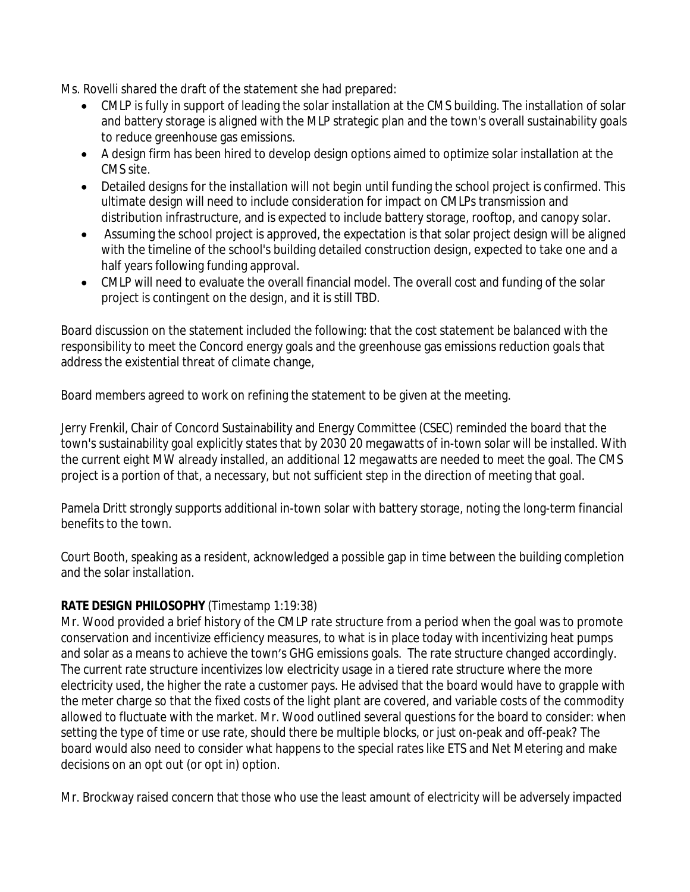Ms. Rovelli shared the draft of the statement she had prepared:

- CMLP is fully in support of leading the solar installation at the CMS building. The installation of solar and battery storage is aligned with the MLP strategic plan and the town's overall sustainability goals to reduce greenhouse gas emissions.
- A design firm has been hired to develop design options aimed to optimize solar installation at the CMS site.
- Detailed designs for the installation will not begin until funding the school project is confirmed. This ultimate design will need to include consideration for impact on CMLPs transmission and distribution infrastructure, and is expected to include battery storage, rooftop, and canopy solar.
- Assuming the school project is approved, the expectation is that solar project design will be aligned with the timeline of the school's building detailed construction design, expected to take one and a half years following funding approval.
- CMLP will need to evaluate the overall financial model. The overall cost and funding of the solar project is contingent on the design, and it is still TBD.

Board discussion on the statement included the following: that the cost statement be balanced with the responsibility to meet the Concord energy goals and the greenhouse gas emissions reduction goals that address the existential threat of climate change,

Board members agreed to work on refining the statement to be given at the meeting.

Jerry Frenkil, Chair of Concord Sustainability and Energy Committee (CSEC) reminded the board that the town's sustainability goal explicitly states that by 2030 20 megawatts of in-town solar will be installed. With the current eight MW already installed, an additional 12 megawatts are needed to meet the goal. The CMS project is a portion of that, a necessary, but not sufficient step in the direction of meeting that goal.

Pamela Dritt strongly supports additional in-town solar with battery storage, noting the long-term financial benefits to the town.

Court Booth, speaking as a resident, acknowledged a possible gap in time between the building completion and the solar installation.

**RATE DESIGN PHILOSOPHY** (Timestamp 1:19:38)

Mr. Wood provided a brief history of the CMLP rate structure from a period when the goal was to promote conservation and incentivize efficiency measures, to what is in place today with incentivizing heat pumps and solar as a means to achieve the town's GHG emissions goals. The rate structure changed accordingly. The current rate structure incentivizes low electricity usage in a tiered rate structure where the more electricity used, the higher the rate a customer pays. He advised that the board would have to grapple with the meter charge so that the fixed costs of the light plant are covered, and variable costs of the commodity allowed to fluctuate with the market. Mr. Wood outlined several questions for the board to consider: when setting the type of time or use rate, should there be multiple blocks, or just on-peak and off-peak? The board would also need to consider what happens to the special rates like ETS and Net Metering and make decisions on an opt out (or opt in) option.

Mr. Brockway raised concern that those who use the least amount of electricity will be adversely impacted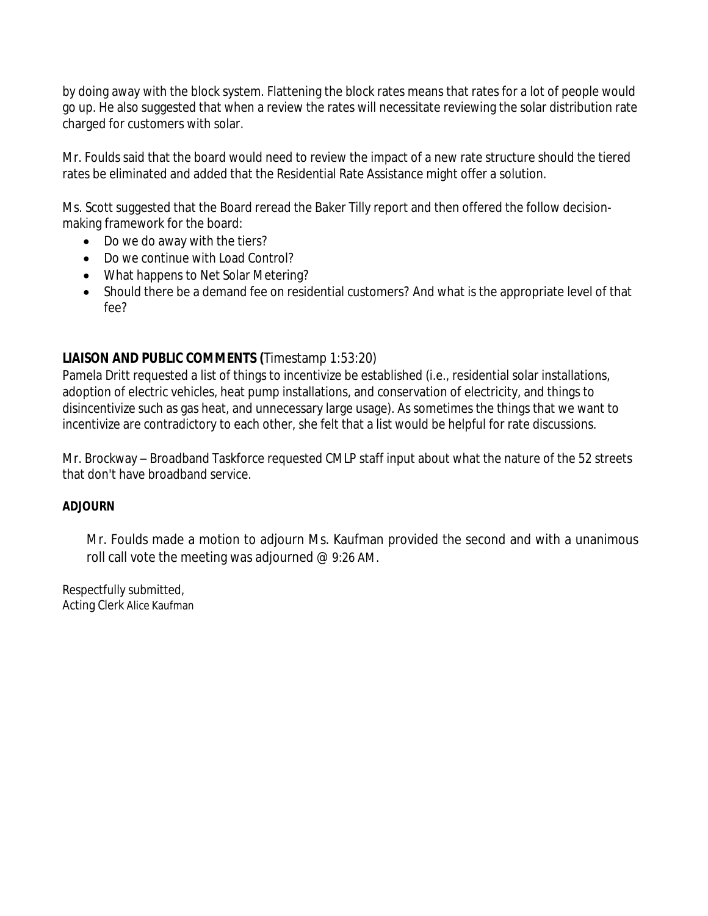by doing away with the block system. Flattening the block rates means that rates for a lot of people would go up. He also suggested that when a review the rates will necessitate reviewing the solar distribution rate charged for customers with solar.

Mr. Foulds said that the board would need to review the impact of a new rate structure should the tiered rates be eliminated and added that the Residential Rate Assistance might offer a solution.

Ms. Scott suggested that the Board reread the Baker Tilly report and then offered the follow decision-making framework for the board:

- Do we do away with the tiers?
- Do we continue with Load Control?
- What happens to Net Solar Metering?
- Should there be a demand fee on residential customers? And what is the appropriate level of that fee?

**LIAISON AND PUBLIC COMMENTS (**Timestamp 1:53:20)

Pamela Dritt requested a list of things to incentivize be established (i.e., residential solar installations, adoption of electric vehicles, heat pump installations, and conservation of electricity, and things to disincentivize such as gas heat, and unnecessary large usage). As sometimes the things that we want to incentivize are contradictory to each other, she felt that a list would be helpful for rate discussions.

Mr. Brockway – Broadband Taskforce requested CMLP staff input about what the nature of the 52 streets that don't have broadband service.

**ADJOURN**

Mr. Foulds made a motion to adjourn Ms. Kaufman provided the second and with a unanimous roll call vote the meeting was adjourned @ 9:26 AM.

Respectfully submitted,
Acting Clerk Alice Kaufman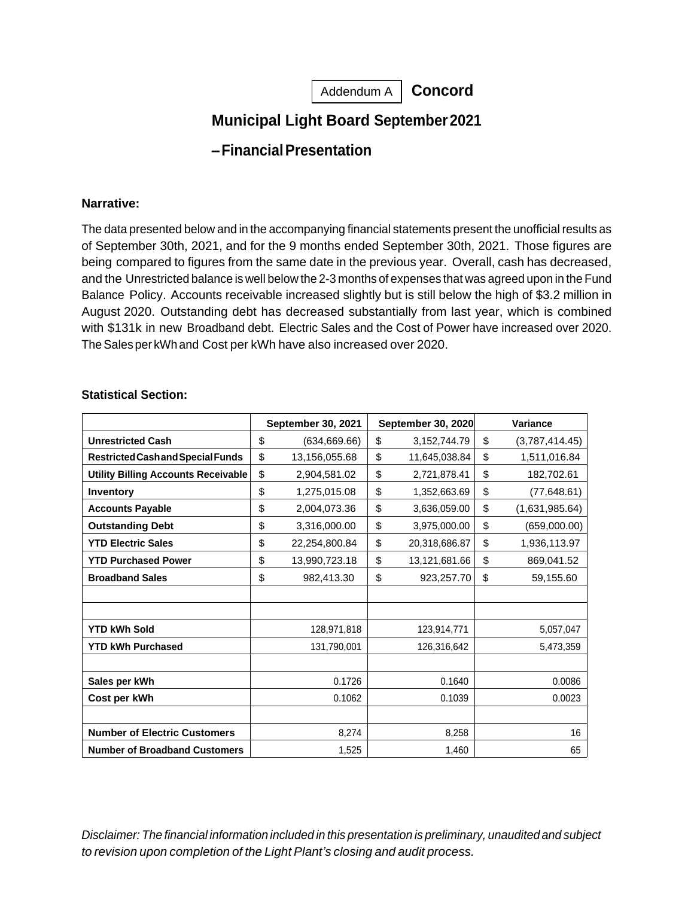Addendum A **Concord**

# Municipal Light Board September 2021 – Financial Presentation

**Narrative:**

The data presented below and in the accompanying financial statements present the unofficial results as of September 30th, 2021, and for the 9 months ended September 30th, 2021. Those figures are being compared to figures from the same date in the previous year. Overall, cash has decreased, and the Unrestricted balance is well below the 2-3 months of expenses that was agreed upon in the Fund Balance Policy. Accounts receivable increased slightly but is still below the high of $3.2 million in August 2020. Outstanding debt has decreased substantially from last year, which is combined with $131k in new Broadband debt. Electric Sales and the Cost of Power have increased over 2020. The Sales per kWh and Cost per kWh have also increased over 2020.

**Statistical Section:**

| | September 30, 2021 | September 30, 2020 | Variance |
|---|---|---|---|
| **Unrestricted Cash** | $ (634,669.66) | $ 3,152,744.79 | $ (3,787,414.45) |
| **Restricted Cash and Special Funds** | $ 13,156,055.68 | $ 11,645,038.84 | $ 1,511,016.84 |
| **Utility Billing Accounts Receivable** | $ 2,904,581.02 | $ 2,721,878.41 | $ 182,702.61 |
| **Inventory** | $ 1,275,015.08 | $ 1,352,663.69 | $ (77,648.61) |
| **Accounts Payable** | $ 2,004,073.36 | $ 3,636,059.00 | $ (1,631,985.64) |
| **Outstanding Debt** | $ 3,316,000.00 | $ 3,975,000.00 | $ (659,000.00) |
| **YTD Electric Sales** | $ 22,254,800.84 | $ 20,318,686.87 | $ 1,936,113.97 |
| **YTD Purchased Power** | $ 13,990,723.18 | $ 13,121,681.66 | $ 869,041.52 |
| **Broadband Sales** | $ 982,413.30 | $ 923,257.70 | $ 59,155.60 |
| | | | |
| | | | |
| **YTD kWh Sold** | 128,971,818 | 123,914,771 | 5,057,047 |
| **YTD kWh Purchased** | 131,790,001 | 126,316,642 | 5,473,359 |
| | | | |
| **Sales per kWh** | 0.1726 | 0.1640 | 0.0086 |
| **Cost per kWh** | 0.1062 | 0.1039 | 0.0023 |
| | | | |
| **Number of Electric Customers** | 8,274 | 8,258 | 16 |
| **Number of Broadband Customers** | 1,525 | 1,460 | 65 |

*Disclaimer: The financial information included in this presentation is preliminary, unaudited and subject to revision upon completion of the Light Plant's closing and audit process.*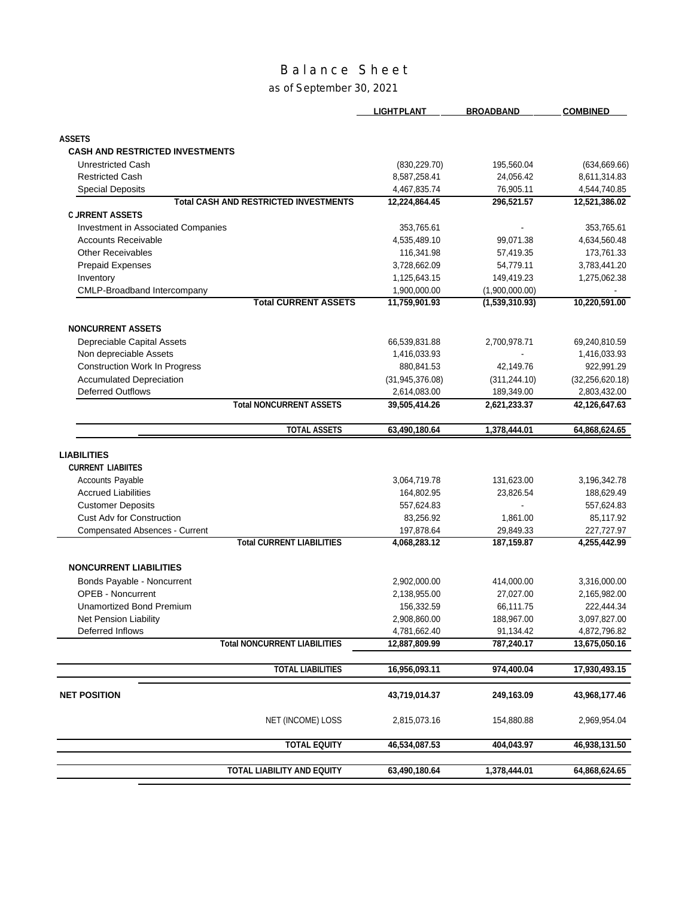# Balance Sheet

## as of September 30, 2021

| | LIGHTPLANT | BROADBAND | COMBINED |
|---|---|---|---|
| **ASSETS** | | | |
| **CASH AND RESTRICTED INVESTMENTS** | | | |
| Unrestricted Cash | (830,229.70) | 195,560.04 | (634,669.66) |
| Restricted Cash | 8,587,258.41 | 24,056.42 | 8,611,314.83 |
| Special Deposits | 4,467,835.74 | 76,905.11 | 4,544,740.85 |
| **Total CASH AND RESTRICTED INVESTMENTS** | **12,224,864.45** | **296,521.57** | **12,521,386.02** |
| **C JRRENT ASSETS** | | | |
| Investment in Associated Companies | 353,765.61 | - | 353,765.61 |
| Accounts Receivable | 4,535,489.10 | 99,071.38 | 4,634,560.48 |
| Other Receivables | 116,341.98 | 57,419.35 | 173,761.33 |
| Prepaid Expenses | 3,728,662.09 | 54,779.11 | 3,783,441.20 |
| Inventory | 1,125,643.15 | 149,419.23 | 1,275,062.38 |
| CMLP-Broadband Intercompany | 1,900,000.00 | (1,900,000.00) | - |
| **Total CURRENT ASSETS** | **11,759,901.93** | **(1,539,310.93)** | **10,220,591.00** |
| **NONCURRENT ASSETS** | | | |
| Depreciable Capital Assets | 66,539,831.88 | 2,700,978.71 | 69,240,810.59 |
| Non depreciable Assets | 1,416,033.93 | - | 1,416,033.93 |
| Construction Work In Progress | 880,841.53 | 42,149.76 | 922,991.29 |
| Accumulated Depreciation | (31,945,376.08) | (311,244.10) | (32,256,620.18) |
| Deferred Outflows | 2,614,083.00 | 189,349.00 | 2,803,432.00 |
| **Total NONCURRENT ASSETS** | **39,505,414.26** | **2,621,233.37** | **42,126,647.63** |
| **TOTAL ASSETS** | **63,490,180.64** | **1,378,444.01** | **64,868,624.65** |
| **LIABILITIES** | | | |
| **CURRENT LIABIITES** | | | |
| Accounts Payable | 3,064,719.78 | 131,623.00 | 3,196,342.78 |
| Accrued Liabilities | 164,802.95 | 23,826.54 | 188,629.49 |
| Customer Deposits | 557,624.83 | - | 557,624.83 |
| Cust Adv for Construction | 83,256.92 | 1,861.00 | 85,117.92 |
| Compensated Absences - Current | 197,878.64 | 29,849.33 | 227,727.97 |
| **Total CURRENT LIABILITIES** | **4,068,283.12** | **187,159.87** | **4,255,442.99** |
| **NONCURRENT LIABILITIES** | | | |
| Bonds Payable - Noncurrent | 2,902,000.00 | 414,000.00 | 3,316,000.00 |
| OPEB - Noncurrent | 2,138,955.00 | 27,027.00 | 2,165,982.00 |
| Unamortized Bond Premium | 156,332.59 | 66,111.75 | 222,444.34 |
| Net Pension Liability | 2,908,860.00 | 188,967.00 | 3,097,827.00 |
| Deferred Inflows | 4,781,662.40 | 91,134.42 | 4,872,796.82 |
| **Total NONCURRENT LIABILITIES** | **12,887,809.99** | **787,240.17** | **13,675,050.16** |
| **TOTAL LIABILITIES** | **16,956,093.11** | **974,400.04** | **17,930,493.15** |
| **NET POSITION** | **43,719,014.37** | **249,163.09** | **43,968,177.46** |
| NET (INCOME) LOSS | 2,815,073.16 | 154,880.88 | 2,969,954.04 |
| **TOTAL EQUITY** | **46,534,087.53** | **404,043.97** | **46,938,131.50** |
| **TOTAL LIABILITY AND EQUITY** | **63,490,180.64** | **1,378,444.01** | **64,868,624.65** |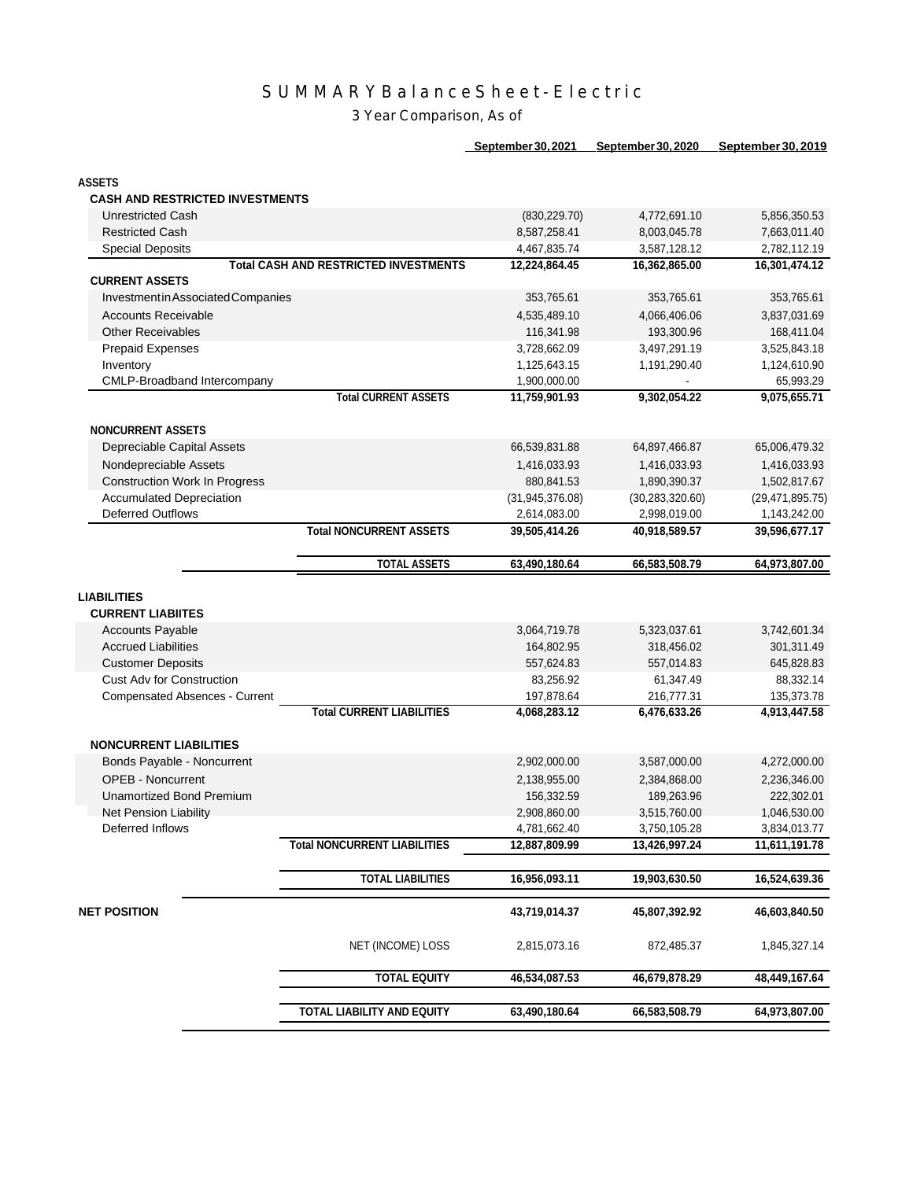# SUMMARY Balance Sheet - Electric

## 3 Year Comparison, As of

| | | September 30, 2021 | September 30, 2020 | September 30, 2019 |
|---|---|---|---|---|
| **ASSETS** | | | | |
| **CASH AND RESTRICTED INVESTMENTS** | | | | |
| Unrestricted Cash | | (830,229.70) | 4,772,691.10 | 5,856,350.53 |
| Restricted Cash | | 8,587,258.41 | 8,003,045.78 | 7,663,011.40 |
| Special Deposits | | 4,467,835.74 | 3,587,128.12 | 2,782,112.19 |
| | **Total CASH AND RESTRICTED INVESTMENTS** | **12,224,864.45** | **16,362,865.00** | **16,301,474.12** |
| **CURRENT ASSETS** | | | | |
| Investment in Associated Companies | | 353,765.61 | 353,765.61 | 353,765.61 |
| Accounts Receivable | | 4,535,489.10 | 4,066,406.06 | 3,837,031.69 |
| Other Receivables | | 116,341.98 | 193,300.96 | 168,411.04 |
| Prepaid Expenses | | 3,728,662.09 | 3,497,291.19 | 3,525,843.18 |
| Inventory | | 1,125,643.15 | 1,191,290.40 | 1,124,610.90 |
| CMLP-Broadband Intercompany | | 1,900,000.00 | - | 65,993.29 |
| | **Total CURRENT ASSETS** | **11,759,901.93** | **9,302,054.22** | **9,075,655.71** |
| **NONCURRENT ASSETS** | | | | |
| Depreciable Capital Assets | | 66,539,831.88 | 64,897,466.87 | 65,006,479.32 |
| Nondepreciable Assets | | 1,416,033.93 | 1,416,033.93 | 1,416,033.93 |
| Construction Work In Progress | | 880,841.53 | 1,890,390.37 | 1,502,817.67 |
| Accumulated Depreciation | | (31,945,376.08) | (30,283,320.60) | (29,471,895.75) |
| Deferred Outflows | | 2,614,083.00 | 2,998,019.00 | 1,143,242.00 |
| | **Total NONCURRENT ASSETS** | **39,505,414.26** | **40,918,589.57** | **39,596,677.17** |
| | **TOTAL ASSETS** | **63,490,180.64** | **66,583,508.79** | **64,973,807.00** |
| **LIABILITIES** | | | | |
| **CURRENT LIABIITES** | | | | |
| Accounts Payable | | 3,064,719.78 | 5,323,037.61 | 3,742,601.34 |
| Accrued Liabilities | | 164,802.95 | 318,456.02 | 301,311.49 |
| Customer Deposits | | 557,624.83 | 557,014.83 | 645,828.83 |
| Cust Adv for Construction | | 83,256.92 | 61,347.49 | 88,332.14 |
| Compensated Absences - Current | | 197,878.64 | 216,777.31 | 135,373.78 |
| | **Total CURRENT LIABILITIES** | **4,068,283.12** | **6,476,633.26** | **4,913,447.58** |
| **NONCURRENT LIABILITIES** | | | | |
| Bonds Payable - Noncurrent | | 2,902,000.00 | 3,587,000.00 | 4,272,000.00 |
| OPEB - Noncurrent | | 2,138,955.00 | 2,384,868.00 | 2,236,346.00 |
| Unamortized Bond Premium | | 156,332.59 | 189,263.96 | 222,302.01 |
| Net Pension Liability | | 2,908,860.00 | 3,515,760.00 | 1,046,530.00 |
| Deferred Inflows | | 4,781,662.40 | 3,750,105.28 | 3,834,013.77 |
| | **Total NONCURRENT LIABILITIES** | **12,887,809.99** | **13,426,997.24** | **11,611,191.78** |
| | **TOTAL LIABILITIES** | **16,956,093.11** | **19,903,630.50** | **16,524,639.36** |
| **NET POSITION** | | **43,719,014.37** | **45,807,392.92** | **46,603,840.50** |
| | NET (INCOME) LOSS | 2,815,073.16 | 872,485.37 | 1,845,327.14 |
| | **TOTAL EQUITY** | **46,534,087.53** | **46,679,878.29** | **48,449,167.64** |
| | **TOTAL LIABILITY AND EQUITY** | **63,490,180.64** | **66,583,508.79** | **64,973,807.00** |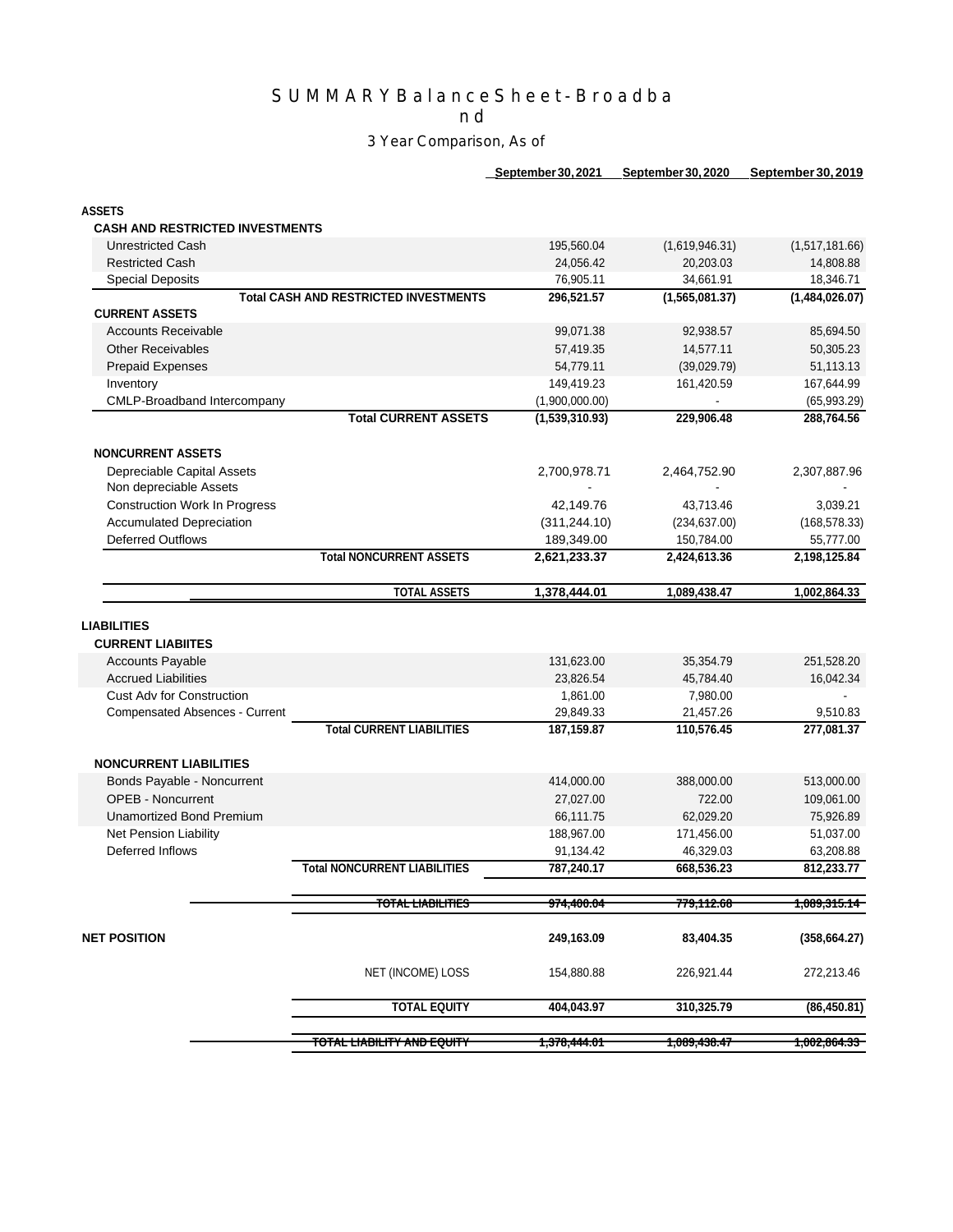# SUMMARY Balance Sheet - Broadband

## 3 Year Comparison, As of

| | | September 30, 2021 | September 30, 2020 | September 30, 2019 |
|---|---|---|---|---|
| **ASSETS** | | | | |
| **CASH AND RESTRICTED INVESTMENTS** | | | | |
| Unrestricted Cash | | 195,560.04 | (1,619,946.31) | (1,517,181.66) |
| Restricted Cash | | 24,056.42 | 20,203.03 | 14,808.88 |
| Special Deposits | | 76,905.11 | 34,661.91 | 18,346.71 |
| | **Total CASH AND RESTRICTED INVESTMENTS** | **296,521.57** | **(1,565,081.37)** | **(1,484,026.07)** |
| **CURRENT ASSETS** | | | | |
| Accounts Receivable | | 99,071.38 | 92,938.57 | 85,694.50 |
| Other Receivables | | 57,419.35 | 14,577.11 | 50,305.23 |
| Prepaid Expenses | | 54,779.11 | (39,029.79) | 51,113.13 |
| Inventory | | 149,419.23 | 161,420.59 | 167,644.99 |
| CMLP-Broadband Intercompany | | (1,900,000.00) | - | (65,993.29) |
| | **Total CURRENT ASSETS** | **(1,539,310.93)** | **229,906.48** | **288,764.56** |
| **NONCURRENT ASSETS** | | | | |
| Depreciable Capital Assets | | 2,700,978.71 | 2,464,752.90 | 2,307,887.96 |
| Non depreciable Assets | | - | - | - |
| Construction Work In Progress | | 42,149.76 | 43,713.46 | 3,039.21 |
| Accumulated Depreciation | | (311,244.10) | (234,637.00) | (168,578.33) |
| Deferred Outflows | | 189,349.00 | 150,784.00 | 55,777.00 |
| | **Total NONCURRENT ASSETS** | **2,621,233.37** | **2,424,613.36** | **2,198,125.84** |
| | **TOTAL ASSETS** | **1,378,444.01** | **1,089,438.47** | **1,002,864.33** |
| **LIABILITIES** | | | | |
| **CURRENT LIABIITES** | | | | |
| Accounts Payable | | 131,623.00 | 35,354.79 | 251,528.20 |
| Accrued Liabilities | | 23,826.54 | 45,784.40 | 16,042.34 |
| Cust Adv for Construction | | 1,861.00 | 7,980.00 | - |
| Compensated Absences - Current | | 29,849.33 | 21,457.26 | 9,510.83 |
| | **Total CURRENT LIABILITIES** | **187,159.87** | **110,576.45** | **277,081.37** |
| **NONCURRENT LIABILITIES** | | | | |
| Bonds Payable - Noncurrent | | 414,000.00 | 388,000.00 | 513,000.00 |
| OPEB - Noncurrent | | 27,027.00 | 722.00 | 109,061.00 |
| Unamortized Bond Premium | | 66,111.75 | 62,029.20 | 75,926.89 |
| Net Pension Liability | | 188,967.00 | 171,456.00 | 51,037.00 |
| Deferred Inflows | | 91,134.42 | 46,329.03 | 63,208.88 |
| | **Total NONCURRENT LIABILITIES** | **787,240.17** | **668,536.23** | **812,233.77** |
| | **TOTAL LIABILITIES** | **974,400.04** | **779,112.68** | **1,089,315.14** |
| **NET POSITION** | | **249,163.09** | **83,404.35** | **(358,664.27)** |
| | NET (INCOME) LOSS | 154,880.88 | 226,921.44 | 272,213.46 |
| | **TOTAL EQUITY** | **404,043.97** | **310,325.79** | **(86,450.81)** |
| | **TOTAL LIABILITY AND EQUITY** | **1,378,444.01** | **1,089,438.47** | **1,002,864.33** |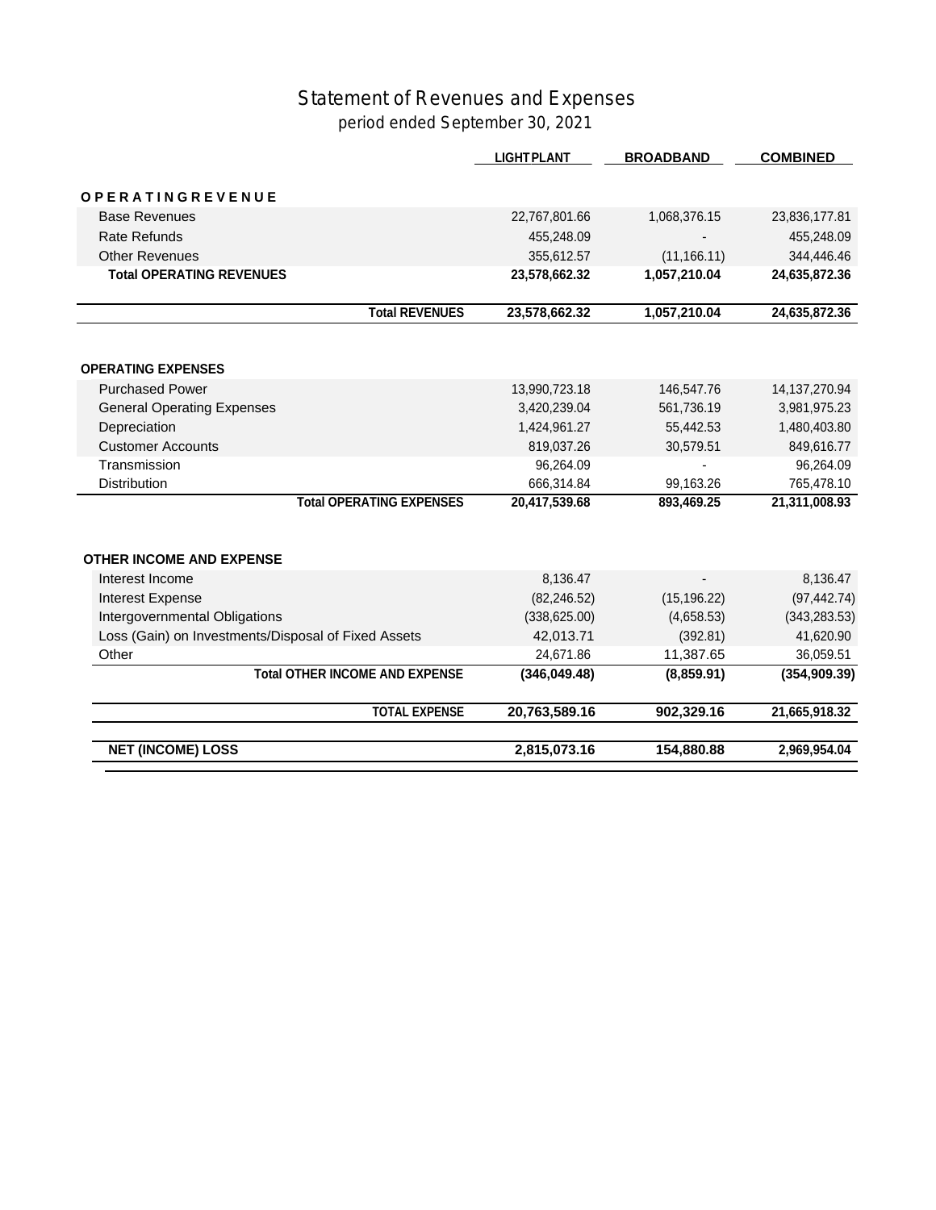# Statement of Revenues and Expenses

*period ended September 30, 2021*

| | LIGHT PLANT | BROADBAND | COMBINED |
|---|---|---|---|
| **OPERATING REVENUE** | | | |
| Base Revenues | 22,767,801.66 | 1,068,376.15 | 23,836,177.81 |
| Rate Refunds | 455,248.09 | - | 455,248.09 |
| Other Revenues | 355,612.57 | (11,166.11) | 344,446.46 |
| **Total OPERATING REVENUES** | **23,578,662.32** | **1,057,210.04** | **24,635,872.36** |
| **Total REVENUES** | **23,578,662.32** | **1,057,210.04** | **24,635,872.36** |
| **OPERATING EXPENSES** | | | |
| Purchased Power | 13,990,723.18 | 146,547.76 | 14,137,270.94 |
| General Operating Expenses | 3,420,239.04 | 561,736.19 | 3,981,975.23 |
| Depreciation | 1,424,961.27 | 55,442.53 | 1,480,403.80 |
| Customer Accounts | 819,037.26 | 30,579.51 | 849,616.77 |
| Transmission | 96,264.09 | - | 96,264.09 |
| Distribution | 666,314.84 | 99,163.26 | 765,478.10 |
| **Total OPERATING EXPENSES** | **20,417,539.68** | **893,469.25** | **21,311,008.93** |
| **OTHER INCOME AND EXPENSE** | | | |
| Interest Income | 8,136.47 | - | 8,136.47 |
| Interest Expense | (82,246.52) | (15,196.22) | (97,442.74) |
| Intergovernmental Obligations | (338,625.00) | (4,658.53) | (343,283.53) |
| Loss (Gain) on Investments/Disposal of Fixed Assets | 42,013.71 | (392.81) | 41,620.90 |
| Other | 24,671.86 | 11,387.65 | 36,059.51 |
| **Total OTHER INCOME AND EXPENSE** | **(346,049.48)** | **(8,859.91)** | **(354,909.39)** |
| **TOTAL EXPENSE** | **20,763,589.16** | **902,329.16** | **21,665,918.32** |
| **NET (INCOME) LOSS** | **2,815,073.16** | **154,880.88** | **2,969,954.04** |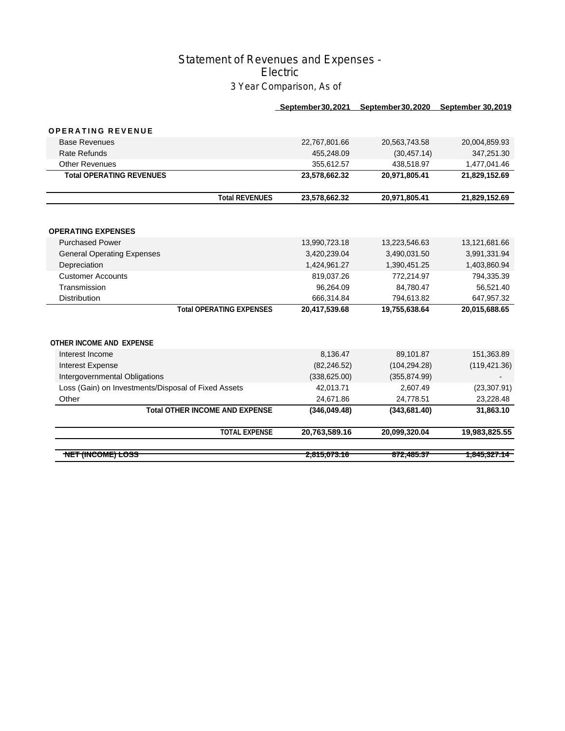# Statement of Revenues and Expenses - Electric

## 3 Year Comparison, As of

| | September 30, 2021 | September 30, 2020 | September 30, 2019 |
|---|---|---|---|
| **OPERATING REVENUE** | | | |
| Base Revenues | 22,767,801.66 | 20,563,743.58 | 20,004,859.93 |
| Rate Refunds | 455,248.09 | (30,457.14) | 347,251.30 |
| Other Revenues | 355,612.57 | 438,518.97 | 1,477,041.46 |
| **Total OPERATING REVENUES** | **23,578,662.32** | **20,971,805.41** | **21,829,152.69** |
| **Total REVENUES** | **23,578,662.32** | **20,971,805.41** | **21,829,152.69** |
| **OPERATING EXPENSES** | | | |
| Purchased Power | 13,990,723.18 | 13,223,546.63 | 13,121,681.66 |
| General Operating Expenses | 3,420,239.04 | 3,490,031.50 | 3,991,331.94 |
| Depreciation | 1,424,961.27 | 1,390,451.25 | 1,403,860.94 |
| Customer Accounts | 819,037.26 | 772,214.97 | 794,335.39 |
| Transmission | 96,264.09 | 84,780.47 | 56,521.40 |
| Distribution | 666,314.84 | 794,613.82 | 647,957.32 |
| **Total OPERATING EXPENSES** | **20,417,539.68** | **19,755,638.64** | **20,015,688.65** |
| **OTHER INCOME AND EXPENSE** | | | |
| Interest Income | 8,136.47 | 89,101.87 | 151,363.89 |
| Interest Expense | (82,246.52) | (104,294.28) | (119,421.36) |
| Intergovernmental Obligations | (338,625.00) | (355,874.99) | - |
| Loss (Gain) on Investments/Disposal of Fixed Assets | 42,013.71 | 2,607.49 | (23,307.91) |
| Other | 24,671.86 | 24,778.51 | 23,228.48 |
| **Total OTHER INCOME AND EXPENSE** | **(346,049.48)** | **(343,681.40)** | **31,863.10** |
| **TOTAL EXPENSE** | **20,763,589.16** | **20,099,320.04** | **19,983,825.55** |
| ~~**NET (INCOME) LOSS**~~ | ~~**2,815,073.16**~~ | ~~**872,485.37**~~ | ~~**1,845,327.14**~~ |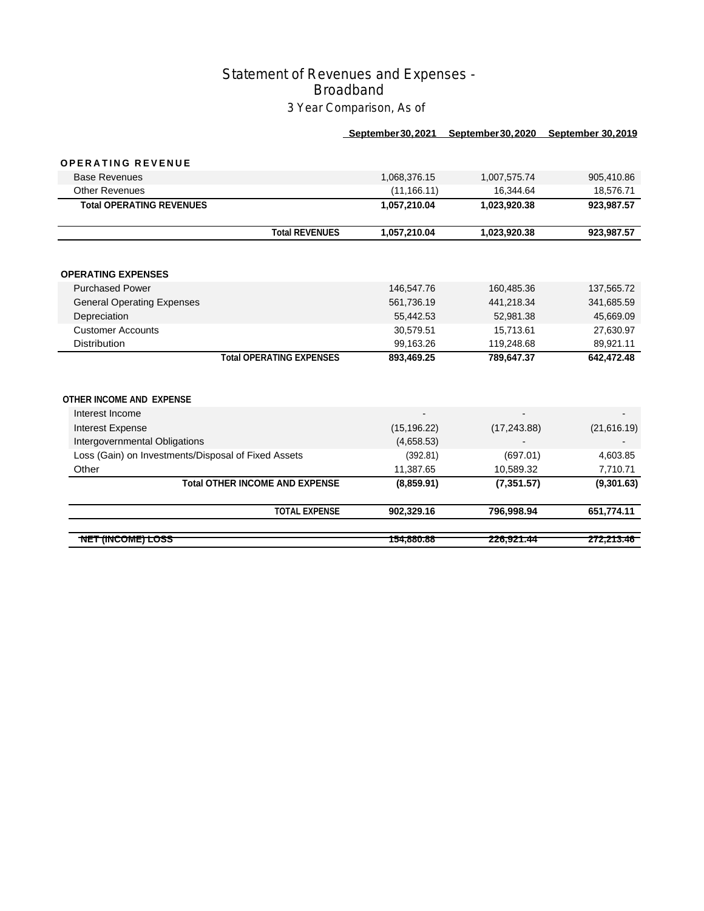# Statement of Revenues and Expenses - Broadband

## 3 Year Comparison, As of

| | September 30, 2021 | September 30, 2020 | September 30, 2019 |
|---|---|---|---|
| **OPERATING REVENUE** | | | |
| Base Revenues | 1,068,376.15 | 1,007,575.74 | 905,410.86 |
| Other Revenues | (11,166.11) | 16,344.64 | 18,576.71 |
| **Total OPERATING REVENUES** | **1,057,210.04** | **1,023,920.38** | **923,987.57** |
| **Total REVENUES** | **1,057,210.04** | **1,023,920.38** | **923,987.57** |
| **OPERATING EXPENSES** | | | |
| Purchased Power | 146,547.76 | 160,485.36 | 137,565.72 |
| General Operating Expenses | 561,736.19 | 441,218.34 | 341,685.59 |
| Depreciation | 55,442.53 | 52,981.38 | 45,669.09 |
| Customer Accounts | 30,579.51 | 15,713.61 | 27,630.97 |
| Distribution | 99,163.26 | 119,248.68 | 89,921.11 |
| **Total OPERATING EXPENSES** | **893,469.25** | **789,647.37** | **642,472.48** |
| **OTHER INCOME AND EXPENSE** | | | |
| Interest Income | - | - | - |
| Interest Expense | (15,196.22) | (17,243.88) | (21,616.19) |
| Intergovernmental Obligations | (4,658.53) | - | - |
| Loss (Gain) on Investments/Disposal of Fixed Assets | (392.81) | (697.01) | 4,603.85 |
| Other | 11,387.65 | 10,589.32 | 7,710.71 |
| **Total OTHER INCOME AND EXPENSE** | **(8,859.91)** | **(7,351.57)** | **(9,301.63)** |
| **TOTAL EXPENSE** | **902,329.16** | **796,998.94** | **651,774.11** |
| **NET (INCOME) LOSS** | **154,880.88** | **226,921.44** | **272,213.46** |